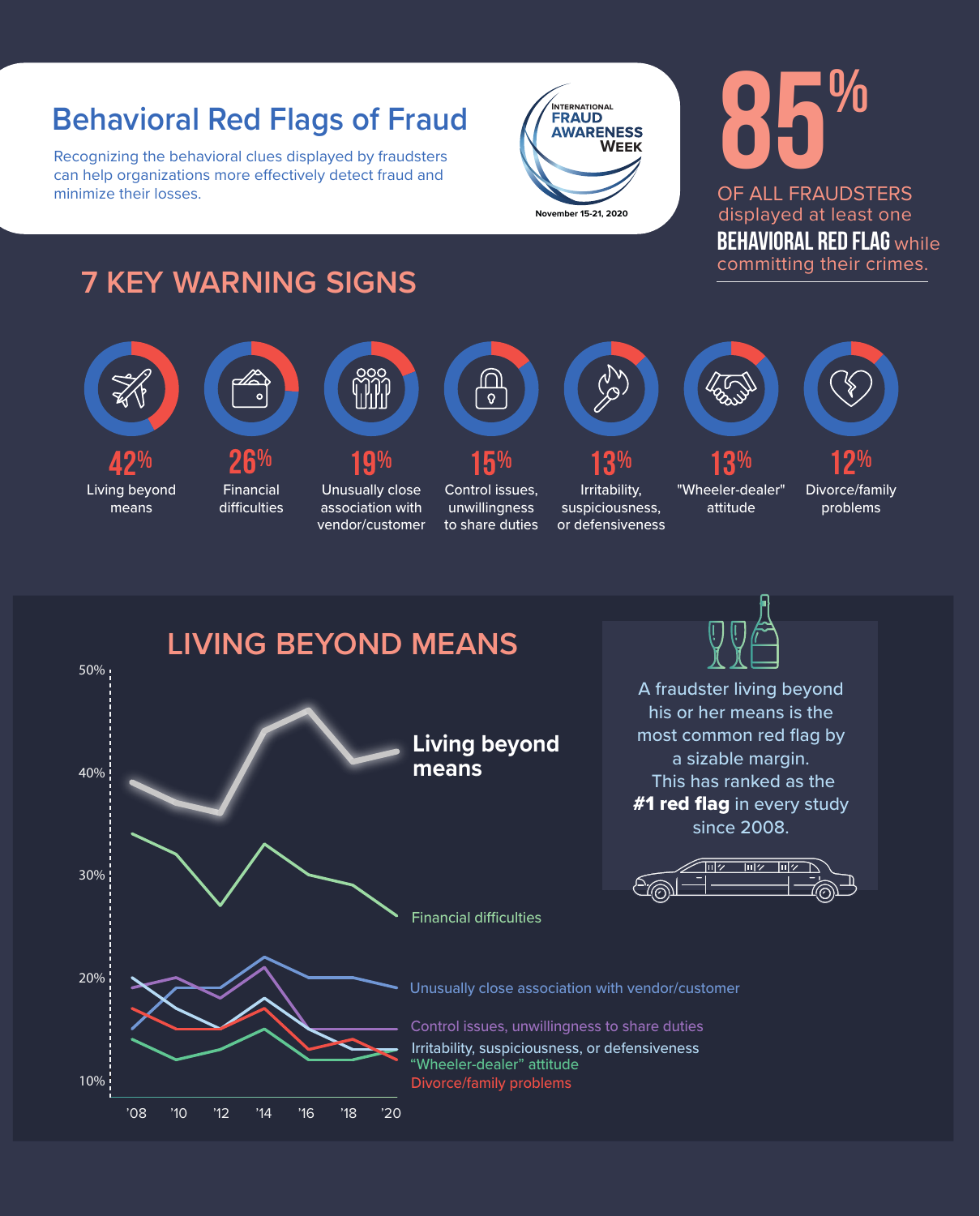# Behavioral Red Flags of Fraud

Recognizing the behavioral clues displayed by fraudsters can help organizations more effectively detect fraud and minimize their losses.

INTERNATIONAL FRAUD AWARENESS WEEK
November 15-21, 2020

**85%** OF ALL FRAUDSTERS displayed at least one **BEHAVIORAL RED FLAG** while committing their crimes.

## 7 KEY WARNING SIGNS

- **42%** Living beyond means
- **26%** Financial difficulties
- **19%** Unusually close association with vendor/customer
- **15%** Control issues, unwillingness to share duties
- **13%** Irritability, suspiciousness, or defensiveness
- **13%** "Wheeler-dealer" attitude
- **12%** Divorce/family problems

## LIVING BEYOND MEANS

50%
40%
30%
20%
10%

'08 '10 '12 '14 '16 '18 '20

Living beyond means

Financial difficulties

Unusually close association with vendor/customer

Control issues, unwillingness to share duties

Irritability, suspiciousness, or defensiveness

"Wheeler-dealer" attitude

Divorce/family problems

A fraudster living beyond his or her means is the most common red flag by a sizable margin. This has ranked as the **#1 red flag** in every study since 2008.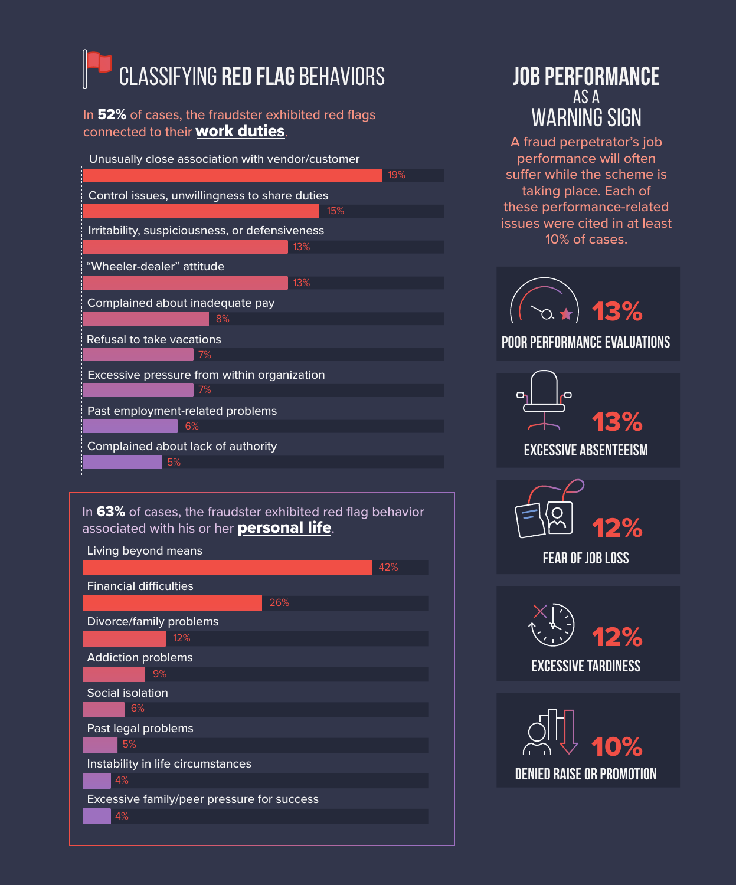# CLASSIFYING **RED FLAG** BEHAVIORS

In **52%** of cases, the fraudster exhibited red flags connected to their **work duties**.

Unusually close association with vendor/customer 19%

Control issues, unwillingness to share duties 15%

Irritability, suspiciousness, or defensiveness 13%

"Wheeler-dealer" attitude 13%

Complained about inadequate pay 8%

Refusal to take vacations 7%

Excessive pressure from within organization 7%

Past employment-related problems 6%

Complained about lack of authority 5%

In **63%** of cases, the fraudster exhibited red flag behavior associated with his or her **personal life**.

Living beyond means 42%

Financial difficulties 26%

Divorce/family problems 12%

Addiction problems 9%

Social isolation 6%

Past legal problems 5%

Instability in life circumstances 4%

Excessive family/peer pressure for success 4%

# JOB PERFORMANCE AS A WARNING SIGN

A fraud perpetrator's job performance will often suffer while the scheme is taking place. Each of these performance-related issues were cited in at least 10% of cases.

**13%** POOR PERFORMANCE EVALUATIONS

**13%** EXCESSIVE ABSENTEEISM

**12%** FEAR OF JOB LOSS

**12%** EXCESSIVE TARDINESS

**10%** DENIED RAISE OR PROMOTION